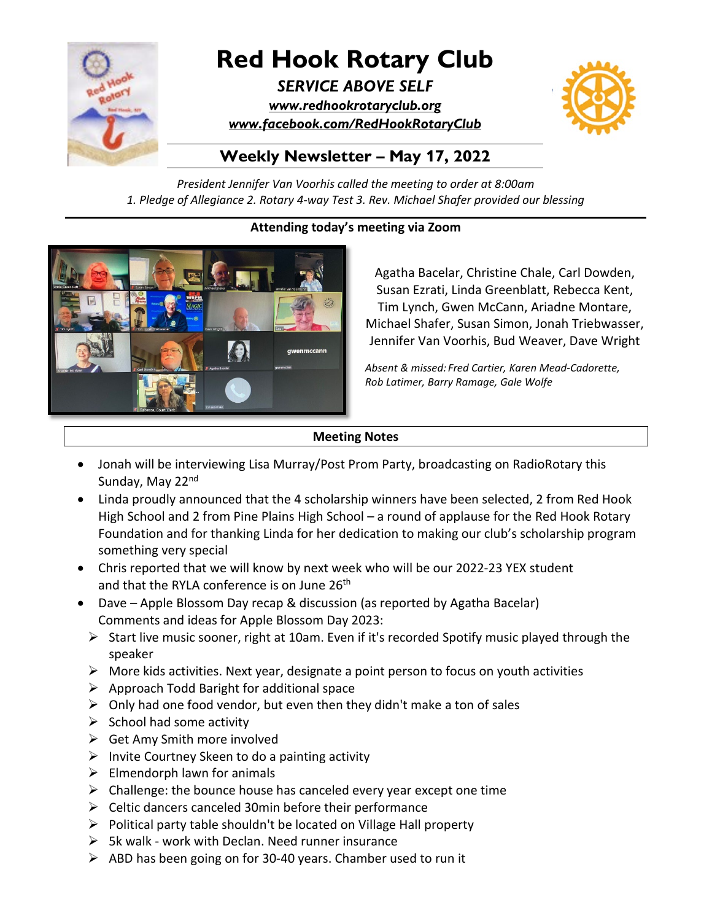# Red Hook Rotary Club

***SERVICE ABOVE SELF***

***www.redhookrotaryclub.org***

***www.facebook.com/RedHookRotaryClub***

## Weekly Newsletter – May 17, 2022

*President Jennifer Van Voorhis called the meeting to order at 8:00am*
*1. Pledge of Allegiance 2. Rotary 4-way Test 3. Rev. Michael Shafer provided our blessing*

**Attending today's meeting via Zoom**

Agatha Bacelar, Christine Chale, Carl Dowden, Susan Ezrati, Linda Greenblatt, Rebecca Kent, Tim Lynch, Gwen McCann, Ariadne Montare, Michael Shafer, Susan Simon, Jonah Triebwasser, Jennifer Van Voorhis, Bud Weaver, Dave Wright

*Absent & missed: Fred Cartier, Karen Mead-Cadorette, Rob Latimer, Barry Ramage, Gale Wolfe*

**Meeting Notes**

- Jonah will be interviewing Lisa Murray/Post Prom Party, broadcasting on RadioRotary this Sunday, May 22nd
- Linda proudly announced that the 4 scholarship winners have been selected, 2 from Red Hook High School and 2 from Pine Plains High School – a round of applause for the Red Hook Rotary Foundation and for thanking Linda for her dedication to making our club's scholarship program something very special
- Chris reported that we will know by next week who will be our 2022-23 YEX student and that the RYLA conference is on June 26th
- Dave – Apple Blossom Day recap & discussion (as reported by Agatha Bacelar)
  Comments and ideas for Apple Blossom Day 2023:
  - Start live music sooner, right at 10am. Even if it's recorded Spotify music played through the speaker
  - More kids activities. Next year, designate a point person to focus on youth activities
  - Approach Todd Baright for additional space
  - Only had one food vendor, but even then they didn't make a ton of sales
  - School had some activity
  - Get Amy Smith more involved
  - Invite Courtney Skeen to do a painting activity
  - Elmendorph lawn for animals
  - Challenge: the bounce house has canceled every year except one time
  - Celtic dancers canceled 30min before their performance
  - Political party table shouldn't be located on Village Hall property
  - 5k walk - work with Declan. Need runner insurance
  - ABD has been going on for 30-40 years. Chamber used to run it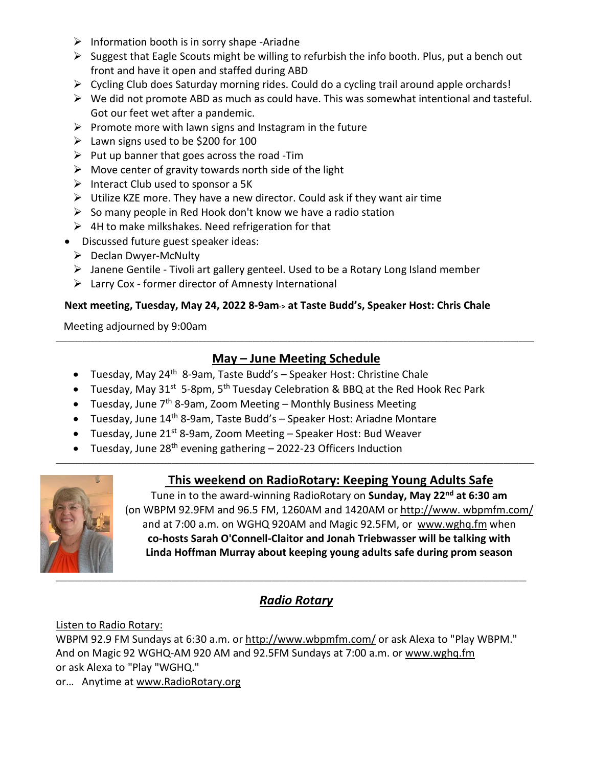- Information booth is in sorry shape -Ariadne
- Suggest that Eagle Scouts might be willing to refurbish the info booth. Plus, put a bench out front and have it open and staffed during ABD
- Cycling Club does Saturday morning rides. Could do a cycling trail around apple orchards!
- We did not promote ABD as much as could have. This was somewhat intentional and tasteful. Got our feet wet after a pandemic.
- Promote more with lawn signs and Instagram in the future
- Lawn signs used to be $200 for 100
- Put up banner that goes across the road -Tim
- Move center of gravity towards north side of the light
- Interact Club used to sponsor a 5K
- Utilize KZE more. They have a new director. Could ask if they want air time
- So many people in Red Hook don't know we have a radio station
- 4H to make milkshakes. Need refrigeration for that

- Discussed future guest speaker ideas:
  - Declan Dwyer-McNulty
  - Janene Gentile - Tivoli art gallery genteel. Used to be a Rotary Long Island member
  - Larry Cox - former director of Amnesty International

**Next meeting, Tuesday, May 24, 2022 8-9am-> at Taste Budd's, Speaker Host: Chris Chale**

Meeting adjourned by 9:00am

---

## May – June Meeting Schedule

- Tuesday, May 24th 8-9am, Taste Budd's – Speaker Host: Christine Chale
- Tuesday, May 31st 5-8pm, 5th Tuesday Celebration & BBQ at the Red Hook Rec Park
- Tuesday, June 7th 8-9am, Zoom Meeting – Monthly Business Meeting
- Tuesday, June 14th 8-9am, Taste Budd's – Speaker Host: Ariadne Montare
- Tuesday, June 21st 8-9am, Zoom Meeting – Speaker Host: Bud Weaver
- Tuesday, June 28th evening gathering – 2022-23 Officers Induction

---

## This weekend on RadioRotary: Keeping Young Adults Safe

Tune in to the award-winning RadioRotary on **Sunday, May 22nd at 6:30 am** (on WBPM 92.9FM and 96.5 FM, 1260AM and 1420AM or http://www. wbpmfm.com/ and at 7:00 a.m. on WGHQ 920AM and Magic 92.5FM, or www.wghq.fm when **co-hosts Sarah O'Connell-Claitor and Jonah Triebwasser will be talking with Linda Hoffman Murray about keeping young adults safe during prom season**

---

## *Radio Rotary*

Listen to Radio Rotary:
WBPM 92.9 FM Sundays at 6:30 a.m. or http://www.wbpmfm.com/ or ask Alexa to "Play WBPM."
And on Magic 92 WGHQ-AM 920 AM and 92.5FM Sundays at 7:00 a.m. or www.wghq.fm
or ask Alexa to "Play "WGHQ."
or… Anytime at www.RadioRotary.org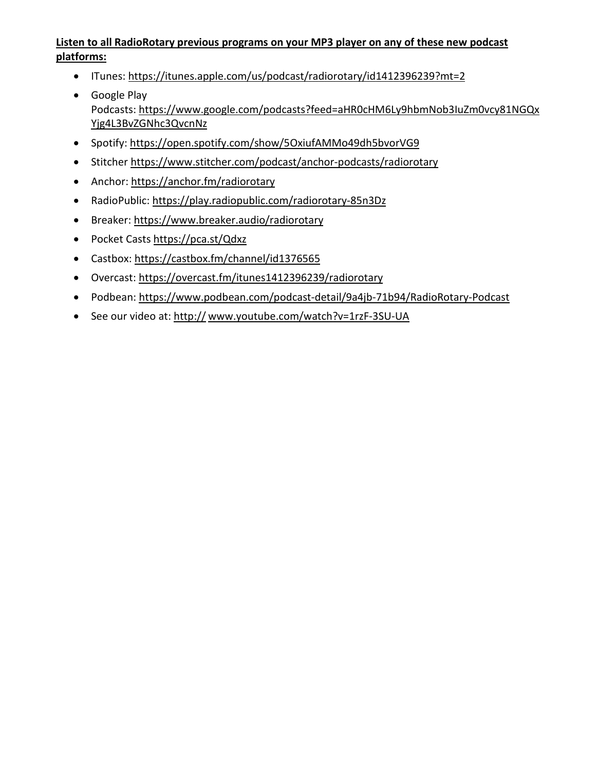**Listen to all RadioRotary previous programs on your MP3 player on any of these new podcast platforms:**

- ITunes: https://itunes.apple.com/us/podcast/radiorotary/id1412396239?mt=2
- Google Play Podcasts: https://www.google.com/podcasts?feed=aHR0cHM6Ly9hbmNob3IuZm0vcy81NGQxYjg4L3BvZGNhc3QvcnNz
- Spotify: https://open.spotify.com/show/5OxiufAMMo49dh5bvorVG9
- Stitcher https://www.stitcher.com/podcast/anchor-podcasts/radiorotary
- Anchor: https://anchor.fm/radiorotary
- RadioPublic: https://play.radiopublic.com/radiorotary-85n3Dz
- Breaker: https://www.breaker.audio/radiorotary
- Pocket Casts https://pca.st/Qdxz
- Castbox: https://castbox.fm/channel/id1376565
- Overcast: https://overcast.fm/itunes1412396239/radiorotary
- Podbean: https://www.podbean.com/podcast-detail/9a4jb-71b94/RadioRotary-Podcast
- See our video at: http:// www.youtube.com/watch?v=1rzF-3SU-UA